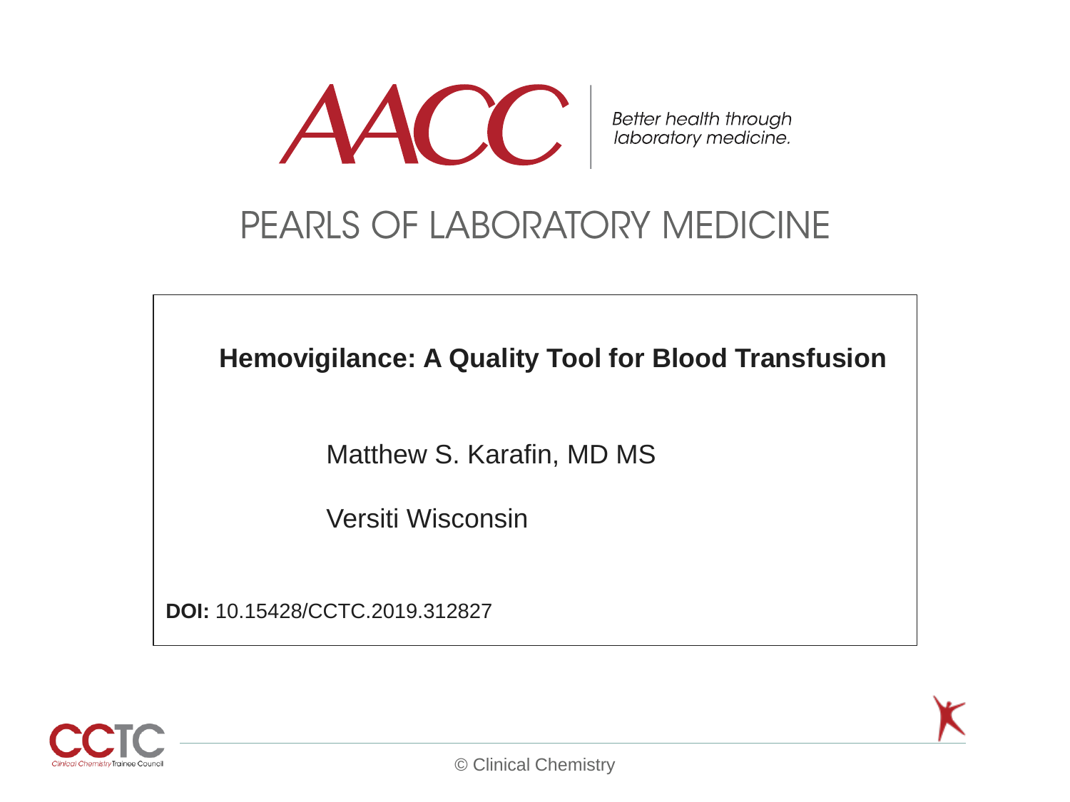AACC

Better health through laboratory medicine.

# PEARLS OF LABORATORY MEDICINE

## Hemovigilance: A Quality Tool for Blood Transfusion

Matthew S. Karafin, MD MS

Versiti Wisconsin

**DOI:** 10.15428/CCTC.2019.312827

© Clinical Chemistry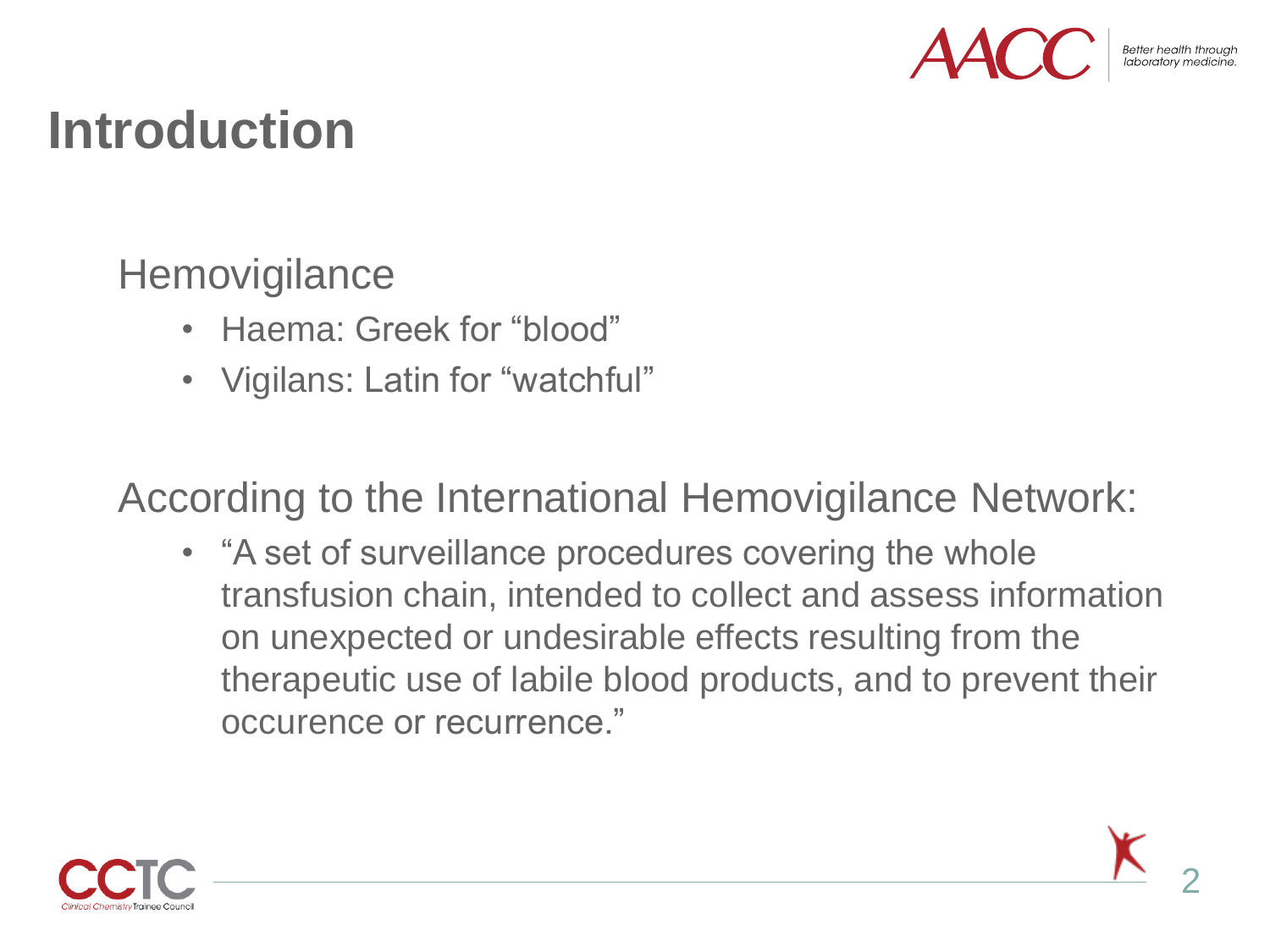# Introduction

Hemovigilance

- Haema: Greek for "blood"
- Vigilans: Latin for "watchful"

According to the International Hemovigilance Network:

- "A set of surveillance procedures covering the whole transfusion chain, intended to collect and assess information on unexpected or undesirable effects resulting from the therapeutic use of labile blood products, and to prevent their occurence or recurrence."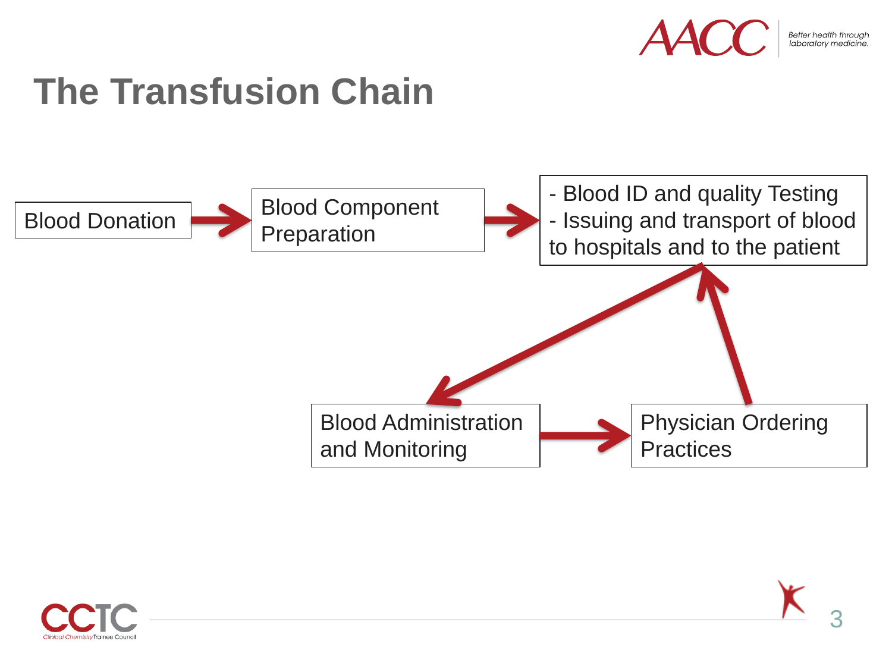# The Transfusion Chain

- Blood Donation
- Blood Component Preparation
- - Blood ID and quality Testing
  - Issuing and transport of blood to hospitals and to the patient
- Blood Administration and Monitoring
- Physician Ordering Practices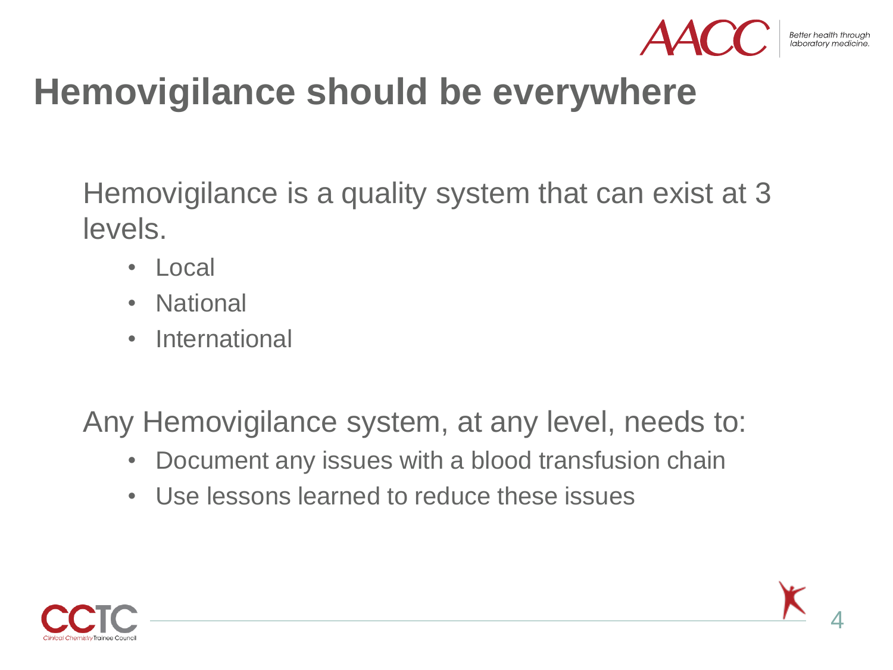# Hemovigilance should be everywhere

Hemovigilance is a quality system that can exist at 3 levels.

- Local
- National
- International

Any Hemovigilance system, at any level, needs to:

- Document any issues with a blood transfusion chain
- Use lessons learned to reduce these issues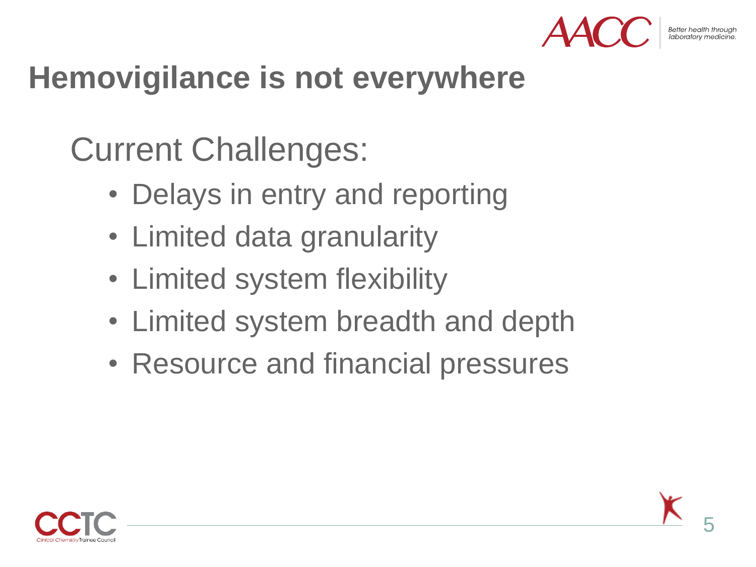# Hemovigilance is not everywhere

## Current Challenges:

- Delays in entry and reporting
- Limited data granularity
- Limited system flexibility
- Limited system breadth and depth
- Resource and financial pressures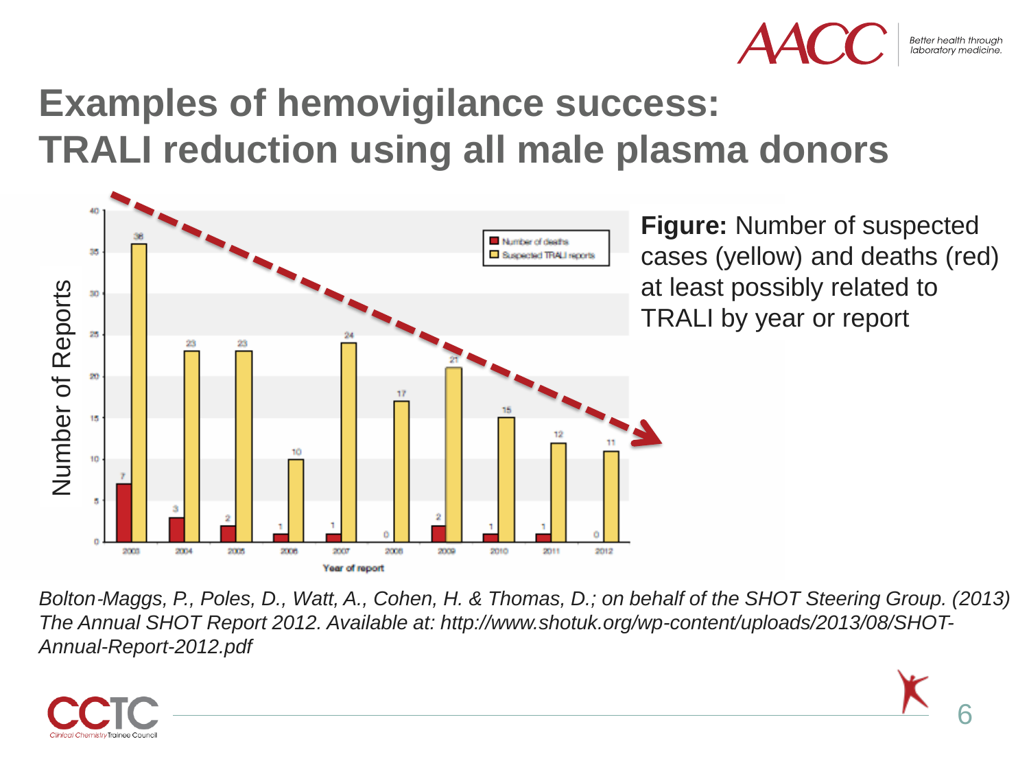# Examples of hemovigilance success: TRALI reduction using all male plasma donors

**Figure:** Number of suspected cases (yellow) and deaths (red) at least possibly related to TRALI by year or report

| Year of report | Number of deaths | Suspected TRALI reports |
|---|---|---|
| 2003 | 7 | 36 |
| 2004 | 3 | 23 |
| 2005 | 2 | 23 |
| 2006 | 1 | 10 |
| 2007 | 1 | 24 |
| 2008 | 0 | 17 |
| 2009 | 2 | 21 |
| 2010 | 1 | 15 |
| 2011 | 1 | 12 |
| 2012 | 0 | 11 |

*Bolton-Maggs, P., Poles, D., Watt, A., Cohen, H. & Thomas, D.; on behalf of the SHOT Steering Group. (2013) The Annual SHOT Report 2012. Available at: http://www.shotuk.org/wp-content/uploads/2013/08/SHOT-Annual-Report-2012.pdf*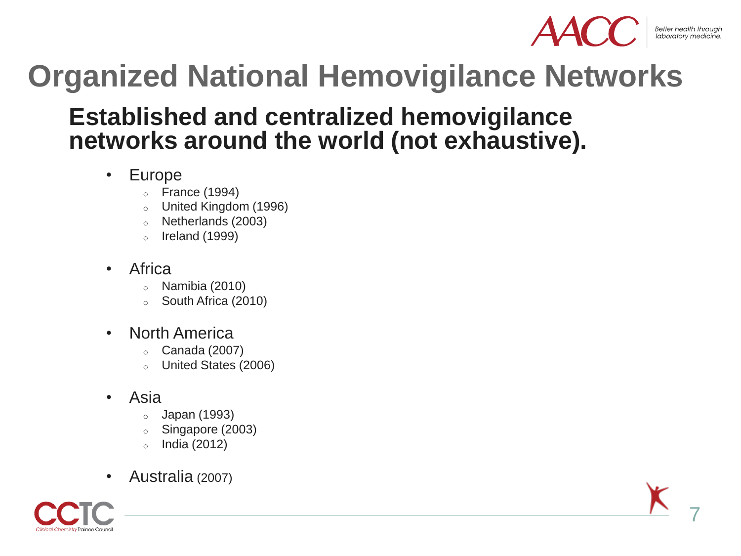# Organized National Hemovigilance Networks

## Established and centralized hemovigilance networks around the world (not exhaustive).

- Europe
  - France (1994)
  - United Kingdom (1996)
  - Netherlands (2003)
  - Ireland (1999)
- Africa
  - Namibia (2010)
  - South Africa (2010)
- North America
  - Canada (2007)
  - United States (2006)
- Asia
  - Japan (1993)
  - Singapore (2003)
  - India (2012)
- Australia (2007)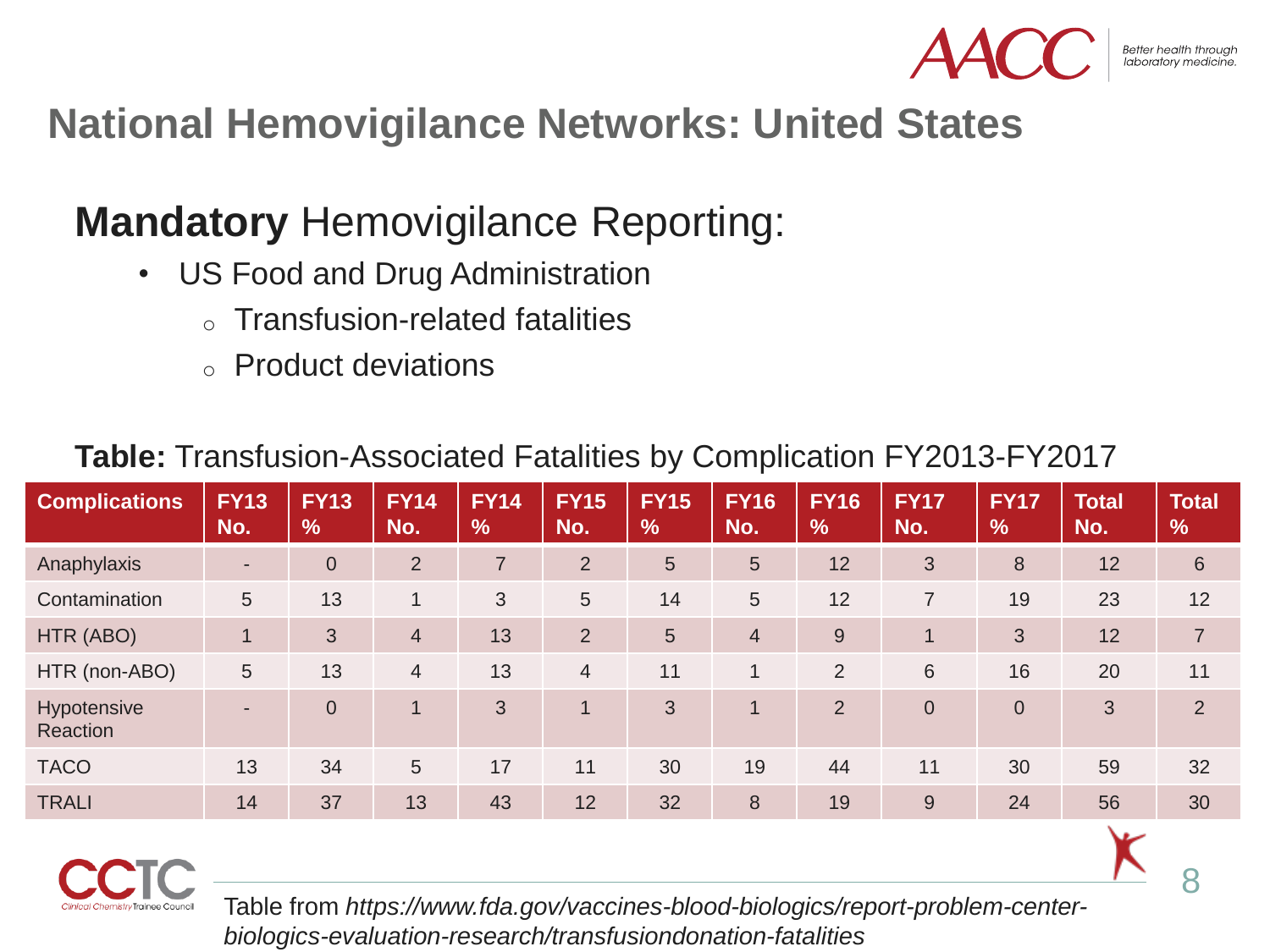# National Hemovigilance Networks: United States

## **Mandatory** Hemovigilance Reporting:

- US Food and Drug Administration
  - Transfusion-related fatalities
  - Product deviations

**Table:** Transfusion-Associated Fatalities by Complication FY2013-FY2017

| Complications | FY13 No. | FY13 % | FY14 No. | FY14 % | FY15 No. | FY15 % | FY16 No. | FY16 % | FY17 No. | FY17 % | Total No. | Total % |
|---|---|---|---|---|---|---|---|---|---|---|---|---|
| Anaphylaxis | - | 0 | 2 | 7 | 2 | 5 | 5 | 12 | 3 | 8 | 12 | 6 |
| Contamination | 5 | 13 | 1 | 3 | 5 | 14 | 5 | 12 | 7 | 19 | 23 | 12 |
| HTR (ABO) | 1 | 3 | 4 | 13 | 2 | 5 | 4 | 9 | 1 | 3 | 12 | 7 |
| HTR (non-ABO) | 5 | 13 | 4 | 13 | 4 | 11 | 1 | 2 | 6 | 16 | 20 | 11 |
| Hypotensive Reaction | - | 0 | 1 | 3 | 1 | 3 | 1 | 2 | 0 | 0 | 3 | 2 |
| TACO | 13 | 34 | 5 | 17 | 11 | 30 | 19 | 44 | 11 | 30 | 59 | 32 |
| TRALI | 14 | 37 | 13 | 43 | 12 | 32 | 8 | 19 | 9 | 24 | 56 | 30 |

Table from *https://www.fda.gov/vaccines-blood-biologics/report-problem-center-biologics-evaluation-research/transfusiondonation-fatalities*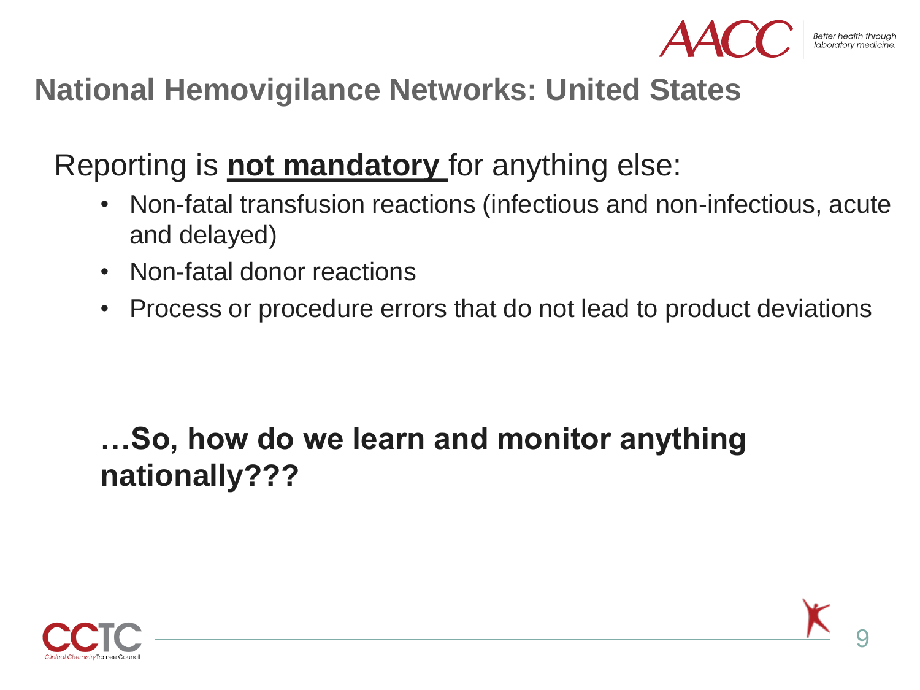## National Hemovigilance Networks: United States

Reporting is **not mandatory** for anything else:

- Non-fatal transfusion reactions (infectious and non-infectious, acute and delayed)
- Non-fatal donor reactions
- Process or procedure errors that do not lead to product deviations

**…So, how do we learn and monitor anything nationally???**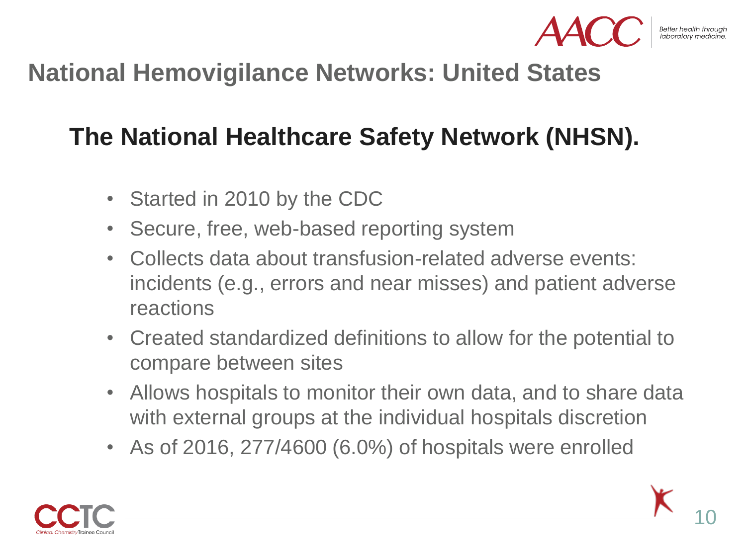# National Hemovigilance Networks: United States

## The National Healthcare Safety Network (NHSN).

- Started in 2010 by the CDC
- Secure, free, web-based reporting system
- Collects data about transfusion-related adverse events: incidents (e.g., errors and near misses) and patient adverse reactions
- Created standardized definitions to allow for the potential to compare between sites
- Allows hospitals to monitor their own data, and to share data with external groups at the individual hospitals discretion
- As of 2016, 277/4600 (6.0%) of hospitals were enrolled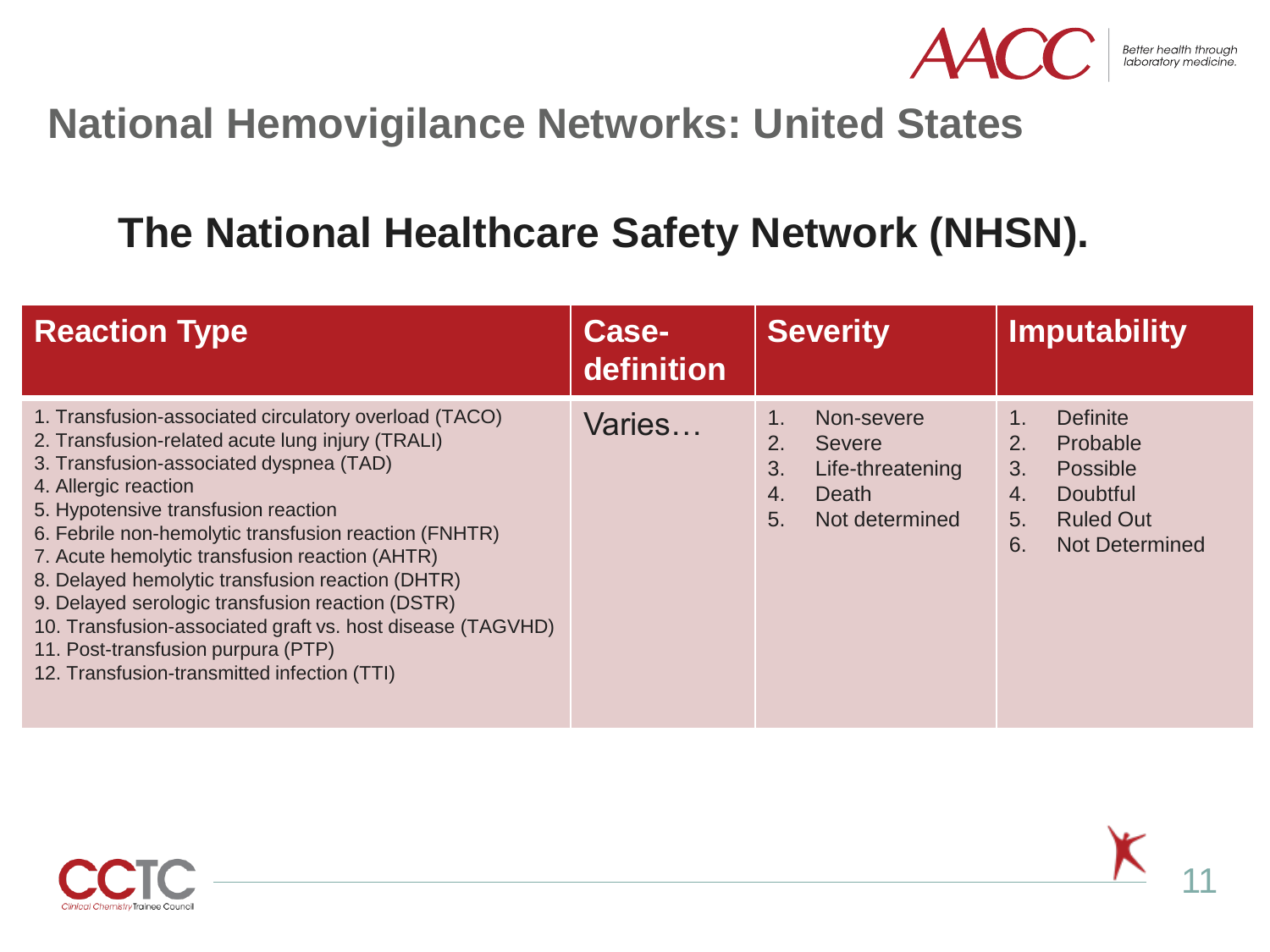# National Hemovigilance Networks: United States

## The National Healthcare Safety Network (NHSN).

| Reaction Type | Case-definition | Severity | Imputability |
|---|---|---|---|
| 1. Transfusion-associated circulatory overload (TACO)<br>2. Transfusion-related acute lung injury (TRALI)<br>3. Transfusion-associated dyspnea (TAD)<br>4. Allergic reaction<br>5. Hypotensive transfusion reaction<br>6. Febrile non-hemolytic transfusion reaction (FNHTR)<br>7. Acute hemolytic transfusion reaction (AHTR)<br>8. Delayed hemolytic transfusion reaction (DHTR)<br>9. Delayed serologic transfusion reaction (DSTR)<br>10. Transfusion-associated graft vs. host disease (TAGVHD)<br>11. Post-transfusion purpura (PTP)<br>12. Transfusion-transmitted infection (TTI) | Varies… | 1. Non-severe<br>2. Severe<br>3. Life-threatening<br>4. Death<br>5. Not determined | 1. Definite<br>2. Probable<br>3. Possible<br>4. Doubtful<br>5. Ruled Out<br>6. Not Determined |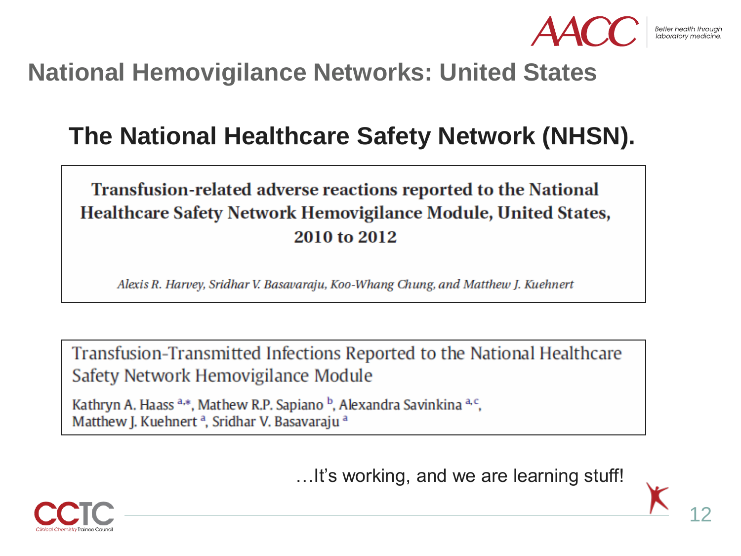# National Hemovigilance Networks: United States

## The National Healthcare Safety Network (NHSN).

**Transfusion-related adverse reactions reported to the National Healthcare Safety Network Hemovigilance Module, United States, 2010 to 2012**

*Alexis R. Harvey, Sridhar V. Basavaraju, Koo-Whang Chung, and Matthew J. Kuehnert*

Transfusion-Transmitted Infections Reported to the National Healthcare Safety Network Hemovigilance Module

Kathryn A. Haass [a,*], Mathew R.P. Sapiano [b], Alexandra Savinkina [a,c], Matthew J. Kuehnert [a], Sridhar V. Basavaraju [a]

…It's working, and we are learning stuff!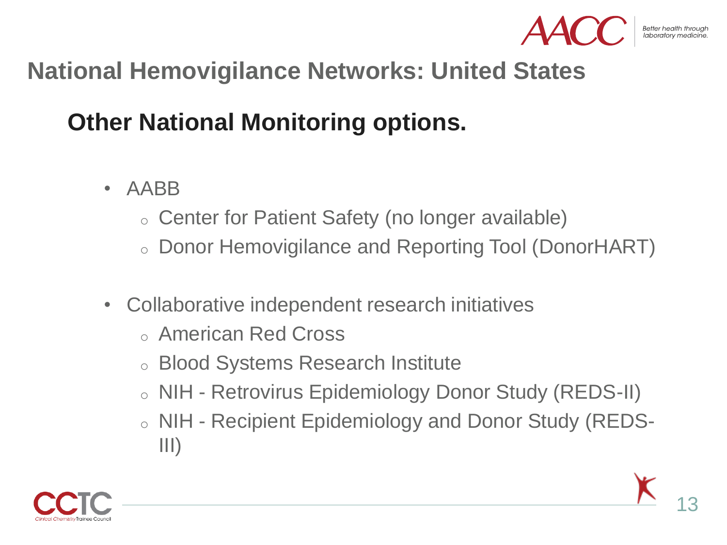# National Hemovigilance Networks: United States

## Other National Monitoring options.

- AABB
  - Center for Patient Safety (no longer available)
  - Donor Hemovigilance and Reporting Tool (DonorHART)

- Collaborative independent research initiatives
  - American Red Cross
  - Blood Systems Research Institute
  - NIH - Retrovirus Epidemiology Donor Study (REDS-II)
  - NIH - Recipient Epidemiology and Donor Study (REDS-III)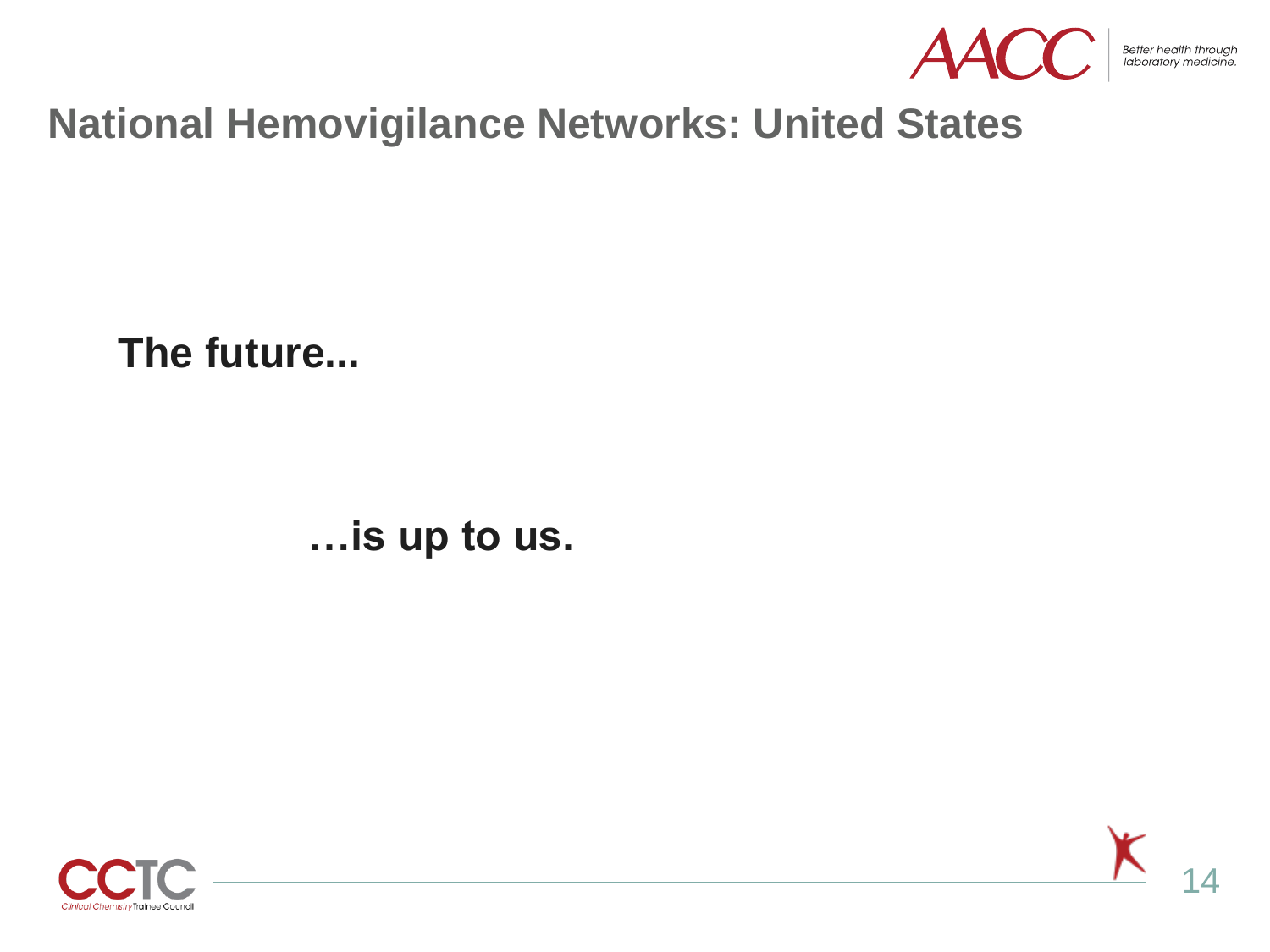# National Hemovigilance Networks: United States

**The future...**

**…is up to us.**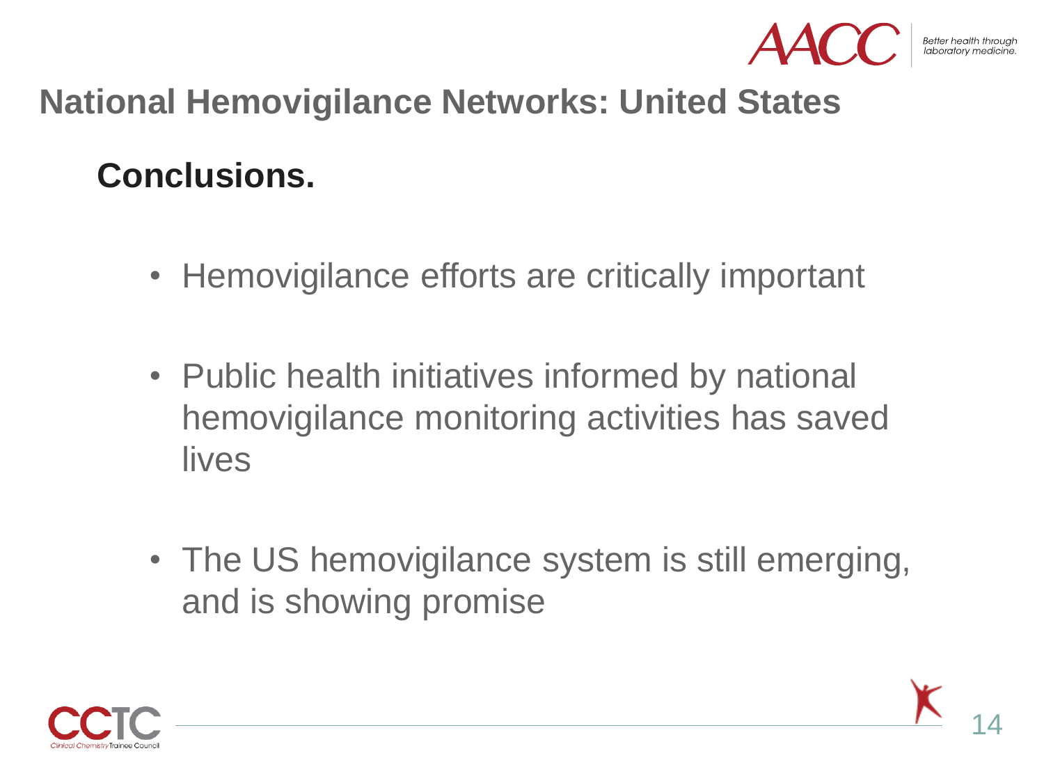# National Hemovigilance Networks: United States

## Conclusions.

- Hemovigilance efforts are critically important
- Public health initiatives informed by national hemovigilance monitoring activities has saved lives
- The US hemovigilance system is still emerging, and is showing promise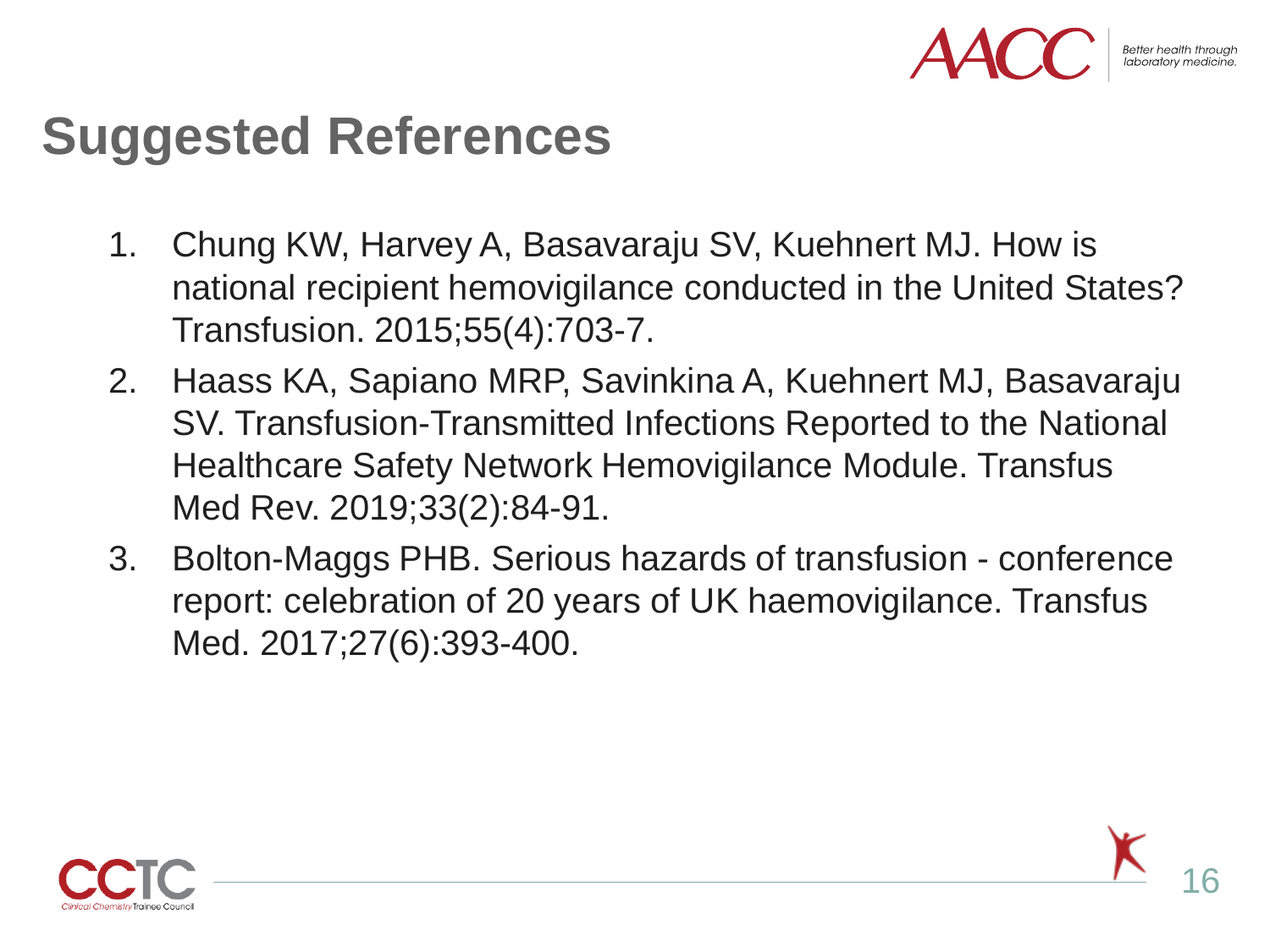# Suggested References

1. Chung KW, Harvey A, Basavaraju SV, Kuehnert MJ. How is national recipient hemovigilance conducted in the United States? Transfusion. 2015;55(4):703-7.
2. Haass KA, Sapiano MRP, Savinkina A, Kuehnert MJ, Basavaraju SV. Transfusion-Transmitted Infections Reported to the National Healthcare Safety Network Hemovigilance Module. Transfus Med Rev. 2019;33(2):84-91.
3. Bolton-Maggs PHB. Serious hazards of transfusion - conference report: celebration of 20 years of UK haemovigilance. Transfus Med. 2017;27(6):393-400.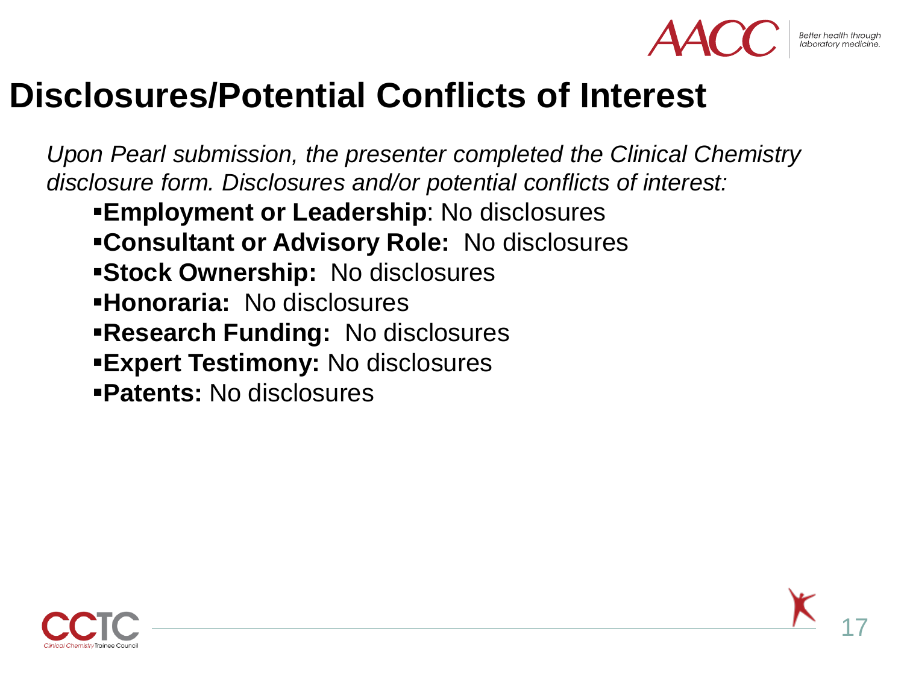# Disclosures/Potential Conflicts of Interest

*Upon Pearl submission, the presenter completed the Clinical Chemistry disclosure form. Disclosures and/or potential conflicts of interest:*

- **Employment or Leadership**: No disclosures
- **Consultant or Advisory Role:** No disclosures
- **Stock Ownership:** No disclosures
- **Honoraria:** No disclosures
- **Research Funding:** No disclosures
- **Expert Testimony:** No disclosures
- **Patents:** No disclosures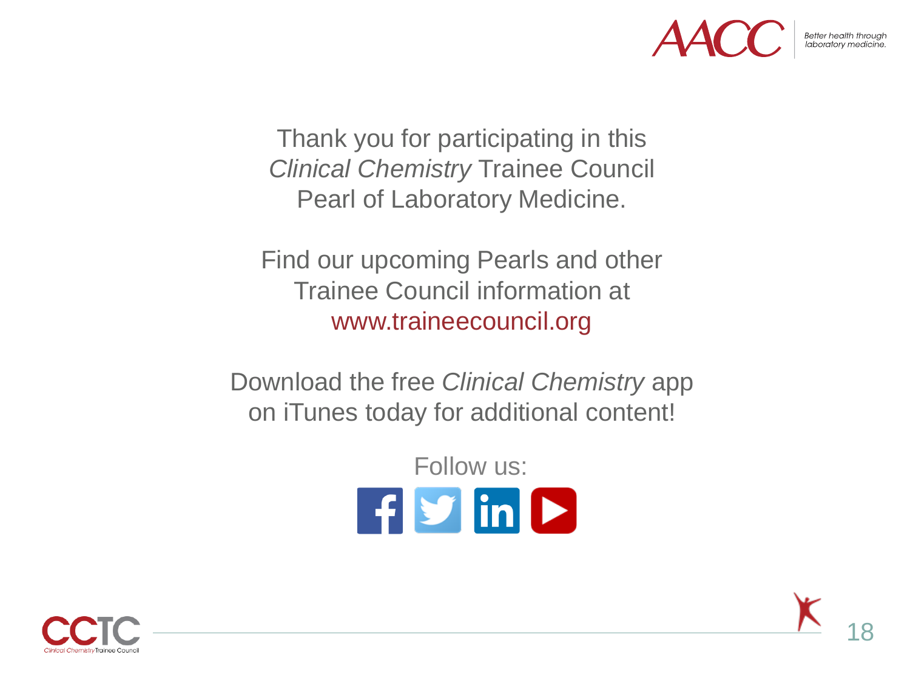Thank you for participating in this *Clinical Chemistry* Trainee Council Pearl of Laboratory Medicine.

Find our upcoming Pearls and other Trainee Council information at www.traineecouncil.org

Download the free *Clinical Chemistry* app on iTunes today for additional content!

Follow us: